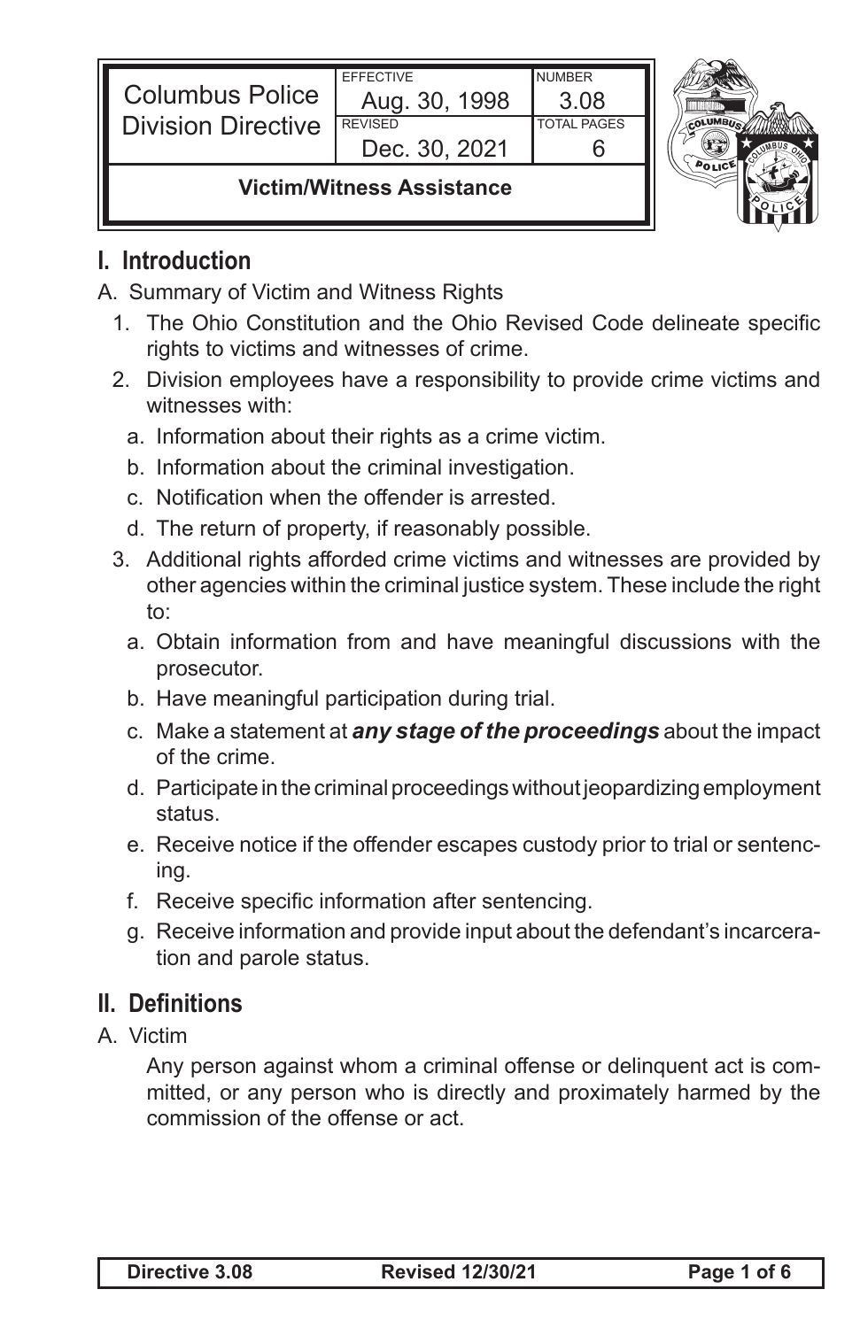| Columbus Police Division Directive | EFFECTIVE Aug. 30, 1998 | NUMBER 3.08 |
|---|---|---|
| | REVISED Dec. 30, 2021 | TOTAL PAGES 6 |
| **Victim/Witness Assistance** | | |

## I. Introduction

A. Summary of Victim and Witness Rights

1. The Ohio Constitution and the Ohio Revised Code delineate specific rights to victims and witnesses of crime.
2. Division employees have a responsibility to provide crime victims and witnesses with:
   a. Information about their rights as a crime victim.
   b. Information about the criminal investigation.
   c. Notification when the offender is arrested.
   d. The return of property, if reasonably possible.
3. Additional rights afforded crime victims and witnesses are provided by other agencies within the criminal justice system. These include the right to:
   a. Obtain information from and have meaningful discussions with the prosecutor.
   b. Have meaningful participation during trial.
   c. Make a statement at ***any stage of the proceedings*** about the impact of the crime.
   d. Participate in the criminal proceedings without jeopardizing employment status.
   e. Receive notice if the offender escapes custody prior to trial or sentencing.
   f. Receive specific information after sentencing.
   g. Receive information and provide input about the defendant's incarceration and parole status.

## II. Definitions

A. Victim

Any person against whom a criminal offense or delinquent act is committed, or any person who is directly and proximately harmed by the commission of the offense or act.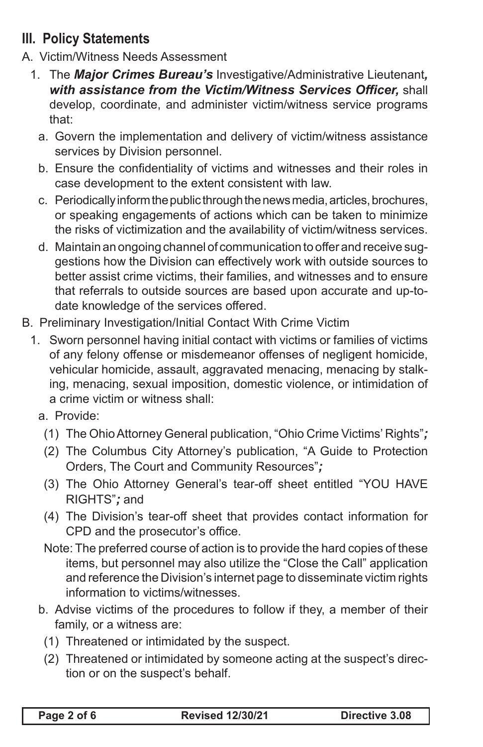## III. Policy Statements

A. Victim/Witness Needs Assessment

1. The ***Major Crimes Bureau's*** Investigative/Administrative Lieutenant***, with assistance from the Victim/Witness Services Officer,*** shall develop, coordinate, and administer victim/witness service programs that:

   a. Govern the implementation and delivery of victim/witness assistance services by Division personnel.

   b. Ensure the confidentiality of victims and witnesses and their roles in case development to the extent consistent with law.

   c. Periodically inform the public through the news media, articles, brochures, or speaking engagements of actions which can be taken to minimize the risks of victimization and the availability of victim/witness services.

   d. Maintain an ongoing channel of communication to offer and receive suggestions how the Division can effectively work with outside sources to better assist crime victims, their families, and witnesses and to ensure that referrals to outside sources are based upon accurate and up-to-date knowledge of the services offered.

B. Preliminary Investigation/Initial Contact With Crime Victim

1. Sworn personnel having initial contact with victims or families of victims of any felony offense or misdemeanor offenses of negligent homicide, vehicular homicide, assault, aggravated menacing, menacing by stalking, menacing, sexual imposition, domestic violence, or intimidation of a crime victim or witness shall:

   a. Provide:

      (1) The Ohio Attorney General publication, "Ohio Crime Victims' Rights"***;***

      (2) The Columbus City Attorney's publication, "A Guide to Protection Orders, The Court and Community Resources"***;***

      (3) The Ohio Attorney General's tear-off sheet entitled "YOU HAVE RIGHTS"***;*** and

      (4) The Division's tear-off sheet that provides contact information for CPD and the prosecutor's office.

      Note: The preferred course of action is to provide the hard copies of these items, but personnel may also utilize the "Close the Call" application and reference the Division's internet page to disseminate victim rights information to victims/witnesses.

   b. Advise victims of the procedures to follow if they, a member of their family, or a witness are:

      (1) Threatened or intimidated by the suspect.

      (2) Threatened or intimidated by someone acting at the suspect's direction or on the suspect's behalf.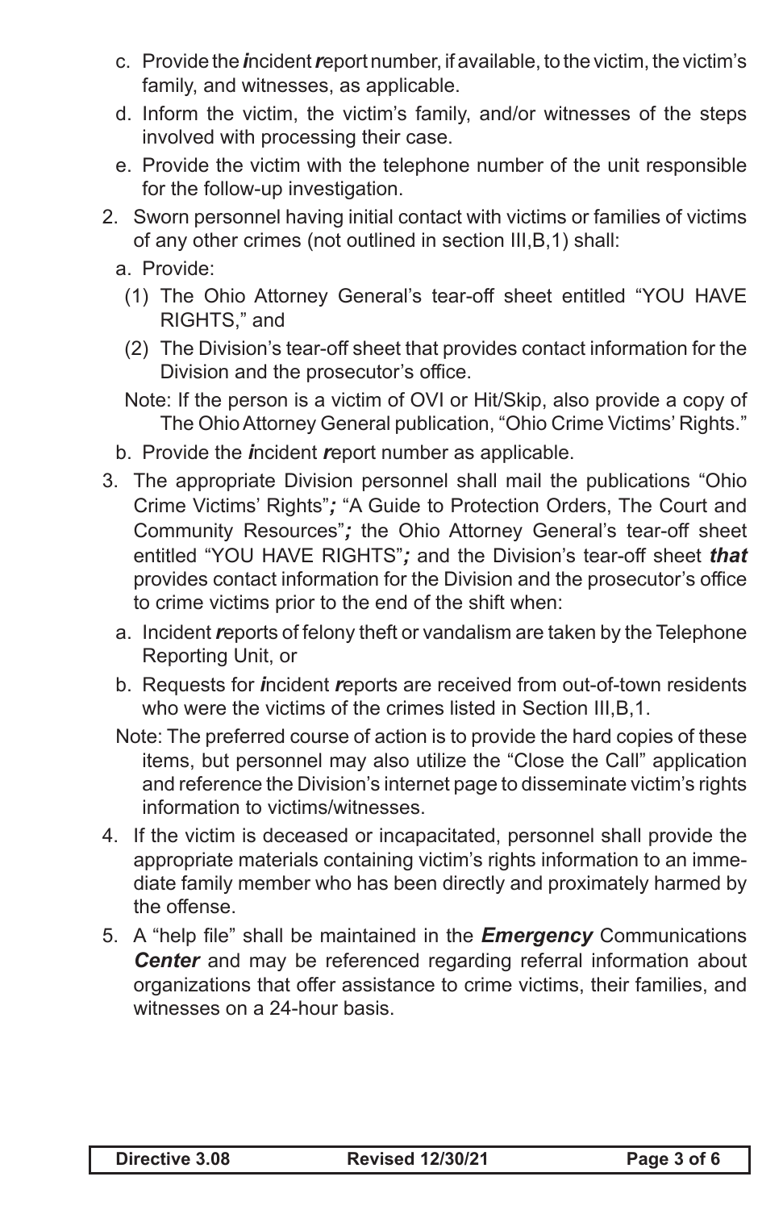c. Provide the ***i***ncident ***r***eport number, if available, to the victim, the victim's family, and witnesses, as applicable.

d. Inform the victim, the victim's family, and/or witnesses of the steps involved with processing their case.

e. Provide the victim with the telephone number of the unit responsible for the follow-up investigation.

2. Sworn personnel having initial contact with victims or families of victims of any other crimes (not outlined in section III,B,1) shall:

   a. Provide:

      (1) The Ohio Attorney General's tear-off sheet entitled "YOU HAVE RIGHTS," and

      (2) The Division's tear-off sheet that provides contact information for the Division and the prosecutor's office.

   Note: If the person is a victim of OVI or Hit/Skip, also provide a copy of The Ohio Attorney General publication, "Ohio Crime Victims' Rights."

   b. Provide the ***i***ncident ***r***eport number as applicable.

3. The appropriate Division personnel shall mail the publications "Ohio Crime Victims' Rights"***;*** "A Guide to Protection Orders, The Court and Community Resources"***;*** the Ohio Attorney General's tear-off sheet entitled "YOU HAVE RIGHTS"***;*** and the Division's tear-off sheet ***that*** provides contact information for the Division and the prosecutor's office to crime victims prior to the end of the shift when:

   a. Incident ***r***eports of felony theft or vandalism are taken by the Telephone Reporting Unit, or

   b. Requests for ***i***ncident ***r***eports are received from out-of-town residents who were the victims of the crimes listed in Section III,B,1.

   Note: The preferred course of action is to provide the hard copies of these items, but personnel may also utilize the "Close the Call" application and reference the Division's internet page to disseminate victim's rights information to victims/witnesses.

4. If the victim is deceased or incapacitated, personnel shall provide the appropriate materials containing victim's rights information to an immediate family member who has been directly and proximately harmed by the offense.

5. A "help file" shall be maintained in the ***Emergency*** Communications ***Center*** and may be referenced regarding referral information about organizations that offer assistance to crime victims, their families, and witnesses on a 24-hour basis.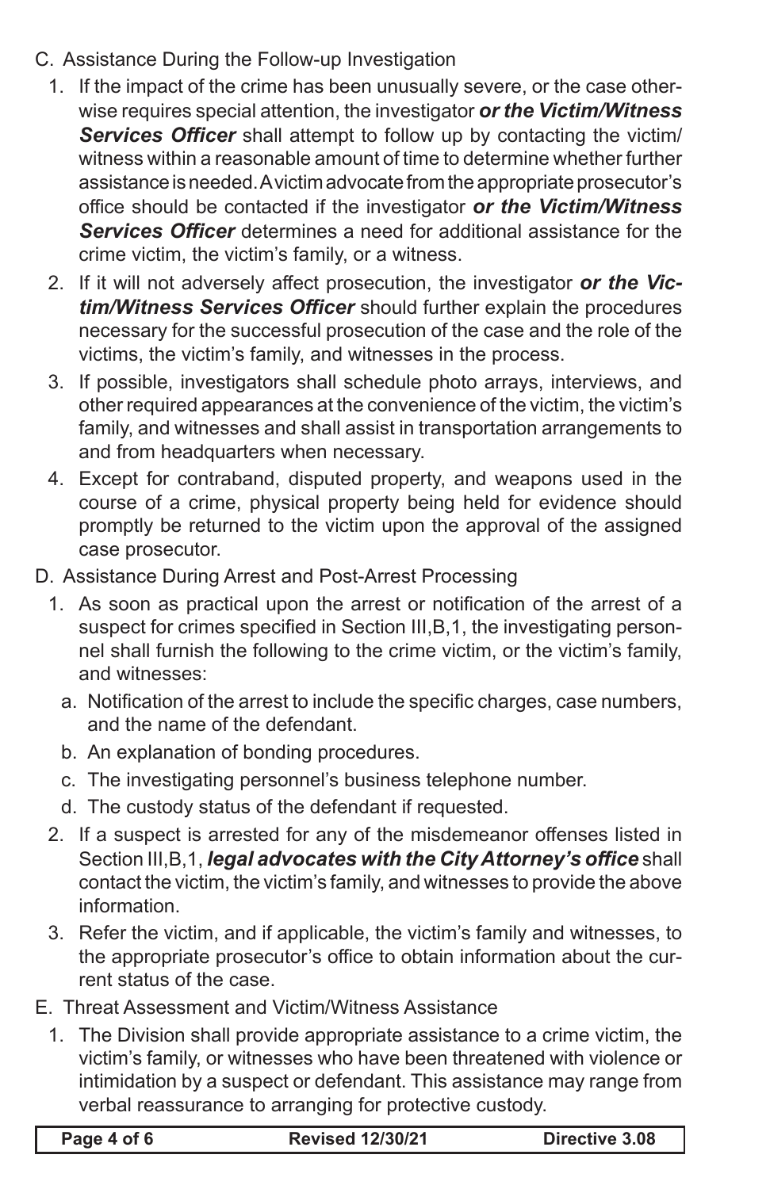C. Assistance During the Follow-up Investigation

1. If the impact of the crime has been unusually severe, or the case otherwise requires special attention, the investigator ***or the Victim/Witness Services Officer*** shall attempt to follow up by contacting the victim/witness within a reasonable amount of time to determine whether further assistance is needed. A victim advocate from the appropriate prosecutor's office should be contacted if the investigator ***or the Victim/Witness Services Officer*** determines a need for additional assistance for the crime victim, the victim's family, or a witness.
2. If it will not adversely affect prosecution, the investigator ***or the Victim/Witness Services Officer*** should further explain the procedures necessary for the successful prosecution of the case and the role of the victims, the victim's family, and witnesses in the process.
3. If possible, investigators shall schedule photo arrays, interviews, and other required appearances at the convenience of the victim, the victim's family, and witnesses and shall assist in transportation arrangements to and from headquarters when necessary.
4. Except for contraband, disputed property, and weapons used in the course of a crime, physical property being held for evidence should promptly be returned to the victim upon the approval of the assigned case prosecutor.

D. Assistance During Arrest and Post-Arrest Processing

1. As soon as practical upon the arrest or notification of the arrest of a suspect for crimes specified in Section III,B,1, the investigating personnel shall furnish the following to the crime victim, or the victim's family, and witnesses:
   a. Notification of the arrest to include the specific charges, case numbers, and the name of the defendant.
   b. An explanation of bonding procedures.
   c. The investigating personnel's business telephone number.
   d. The custody status of the defendant if requested.
2. If a suspect is arrested for any of the misdemeanor offenses listed in Section III,B,1, ***legal advocates with the City Attorney's office*** shall contact the victim, the victim's family, and witnesses to provide the above information.
3. Refer the victim, and if applicable, the victim's family and witnesses, to the appropriate prosecutor's office to obtain information about the current status of the case.

E. Threat Assessment and Victim/Witness Assistance

1. The Division shall provide appropriate assistance to a crime victim, the victim's family, or witnesses who have been threatened with violence or intimidation by a suspect or defendant. This assistance may range from verbal reassurance to arranging for protective custody.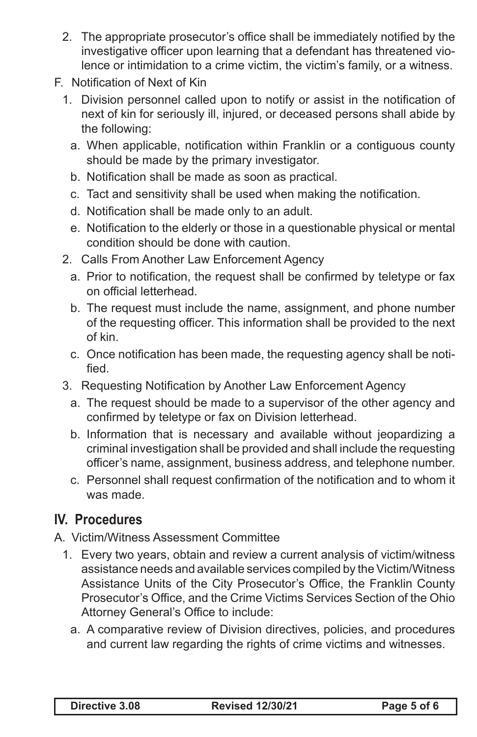2. The appropriate prosecutor's office shall be immediately notified by the investigative officer upon learning that a defendant has threatened violence or intimidation to a crime victim, the victim's family, or a witness.

F. Notification of Next of Kin

1. Division personnel called upon to notify or assist in the notification of next of kin for seriously ill, injured, or deceased persons shall abide by the following:
   a. When applicable, notification within Franklin or a contiguous county should be made by the primary investigator.
   b. Notification shall be made as soon as practical.
   c. Tact and sensitivity shall be used when making the notification.
   d. Notification shall be made only to an adult.
   e. Notification to the elderly or those in a questionable physical or mental condition should be done with caution.
2. Calls From Another Law Enforcement Agency
   a. Prior to notification, the request shall be confirmed by teletype or fax on official letterhead.
   b. The request must include the name, assignment, and phone number of the requesting officer. This information shall be provided to the next of kin.
   c. Once notification has been made, the requesting agency shall be notified.
3. Requesting Notification by Another Law Enforcement Agency
   a. The request should be made to a supervisor of the other agency and confirmed by teletype or fax on Division letterhead.
   b. Information that is necessary and available without jeopardizing a criminal investigation shall be provided and shall include the requesting officer's name, assignment, business address, and telephone number.
   c. Personnel shall request confirmation of the notification and to whom it was made.

## IV. Procedures

A. Victim/Witness Assessment Committee

1. Every two years, obtain and review a current analysis of victim/witness assistance needs and available services compiled by the Victim/Witness Assistance Units of the City Prosecutor's Office, the Franklin County Prosecutor's Office, and the Crime Victims Services Section of the Ohio Attorney General's Office to include:
   a. A comparative review of Division directives, policies, and procedures and current law regarding the rights of crime victims and witnesses.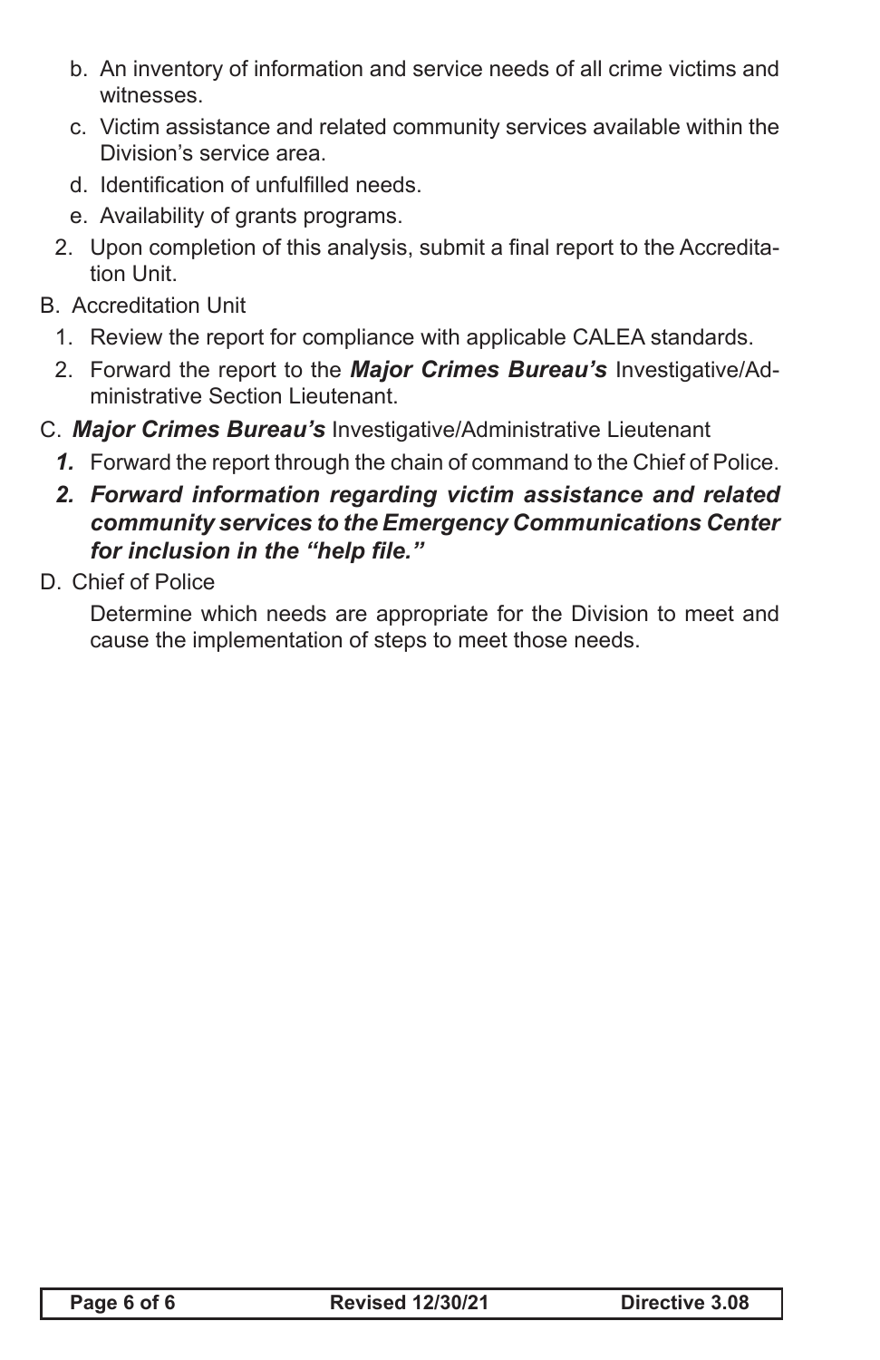b. An inventory of information and service needs of all crime victims and witnesses.

c. Victim assistance and related community services available within the Division's service area.

d. Identification of unfulfilled needs.

e. Availability of grants programs.

2. Upon completion of this analysis, submit a final report to the Accreditation Unit.

B. Accreditation Unit

1. Review the report for compliance with applicable CALEA standards.
2. Forward the report to the ***Major Crimes Bureau's*** Investigative/Administrative Section Lieutenant.

C. ***Major Crimes Bureau's*** Investigative/Administrative Lieutenant

***1.*** Forward the report through the chain of command to the Chief of Police.

***2. Forward information regarding victim assistance and related community services to the Emergency Communications Center for inclusion in the "help file."***

D. Chief of Police

Determine which needs are appropriate for the Division to meet and cause the implementation of steps to meet those needs.